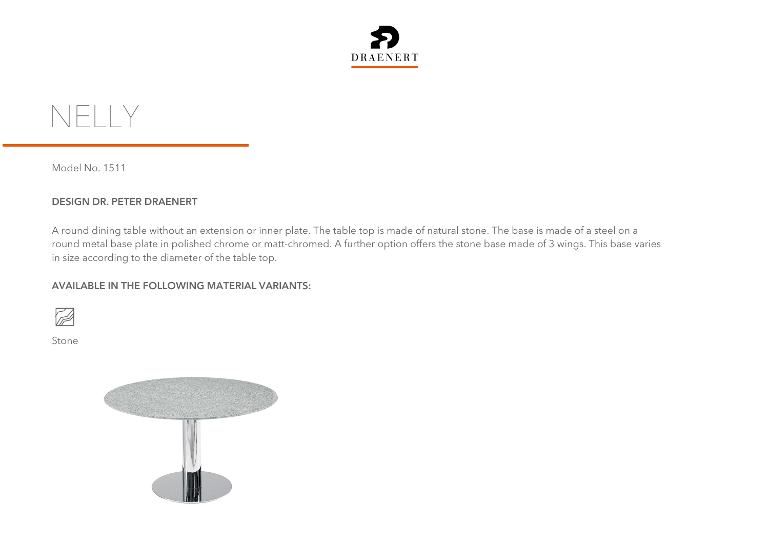DRAENERT

# NELLY

Model No. 1511

**DESIGN DR. PETER DRAENERT**

A round dining table without an extension or inner plate. The table top is made of natural stone. The base is made of a steel on a round metal base plate in polished chrome or matt-chromed. A further option offers the stone base made of 3 wings. This base varies in size according to the diameter of the table top.

**AVAILABLE IN THE FOLLOWING MATERIAL VARIANTS:**

Stone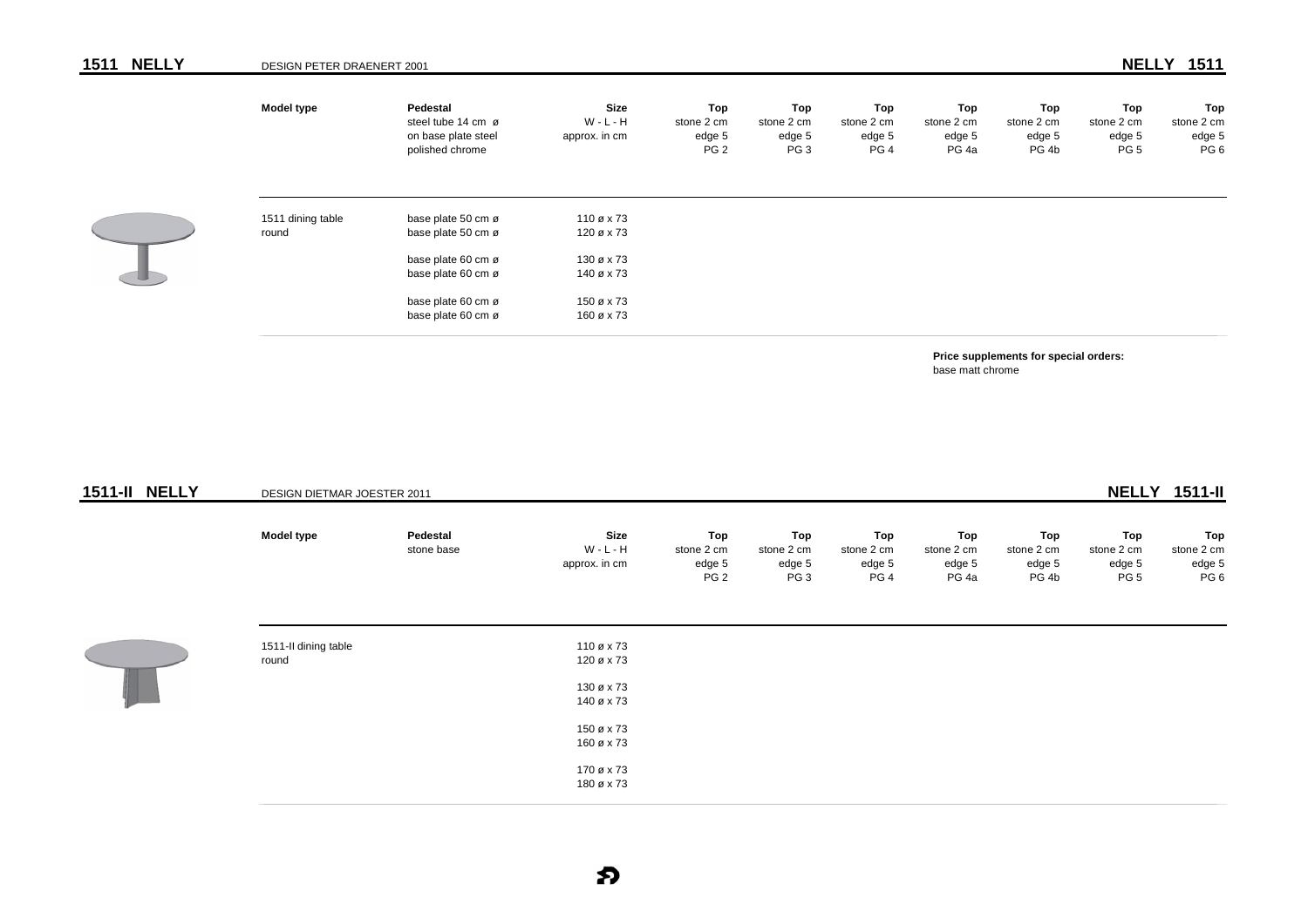# 1511 NELLY

DESIGN PETER DRAENERT 2001

| Model type | Pedestal<br>steel tube 14 cm ø<br>on base plate steel<br>polished chrome | Size<br>W - L - H<br>approx. in cm | Top<br>stone 2 cm<br>edge 5<br>PG 2 | Top<br>stone 2 cm<br>edge 5<br>PG 3 | Top<br>stone 2 cm<br>edge 5<br>PG 4 | Top<br>stone 2 cm<br>edge 5<br>PG 4a | Top<br>stone 2 cm<br>edge 5<br>PG 4b | Top<br>stone 2 cm<br>edge 5<br>PG 5 | Top<br>stone 2 cm<br>edge 5<br>PG 6 |
|---|---|---|---|---|---|---|---|---|---|
| 1511 dining table<br>round | base plate 50 cm ø | 110 ø x 73 | | | | | | | |
| | base plate 50 cm ø | 120 ø x 73 | | | | | | | |
| | base plate 60 cm ø | 130 ø x 73 | | | | | | | |
| | base plate 60 cm ø | 140 ø x 73 | | | | | | | |
| | base plate 60 cm ø | 150 ø x 73 | | | | | | | |
| | base plate 60 cm ø | 160 ø x 73 | | | | | | | |

**Price supplements for special orders:**
base matt chrome

# 1511-II NELLY

DESIGN DIETMAR JOESTER 2011

| Model type | Pedestal<br>stone base | Size<br>W - L - H<br>approx. in cm | Top<br>stone 2 cm<br>edge 5<br>PG 2 | Top<br>stone 2 cm<br>edge 5<br>PG 3 | Top<br>stone 2 cm<br>edge 5<br>PG 4 | Top<br>stone 2 cm<br>edge 5<br>PG 4a | Top<br>stone 2 cm<br>edge 5<br>PG 4b | Top<br>stone 2 cm<br>edge 5<br>PG 5 | Top<br>stone 2 cm<br>edge 5<br>PG 6 |
|---|---|---|---|---|---|---|---|---|---|
| 1511-II dining table<br>round | | 110 ø x 73 | | | | | | | |
| | | 120 ø x 73 | | | | | | | |
| | | 130 ø x 73 | | | | | | | |
| | | 140 ø x 73 | | | | | | | |
| | | 150 ø x 73 | | | | | | | |
| | | 160 ø x 73 | | | | | | | |
| | | 170 ø x 73 | | | | | | | |
| | | 180 ø x 73 | | | | | | | |